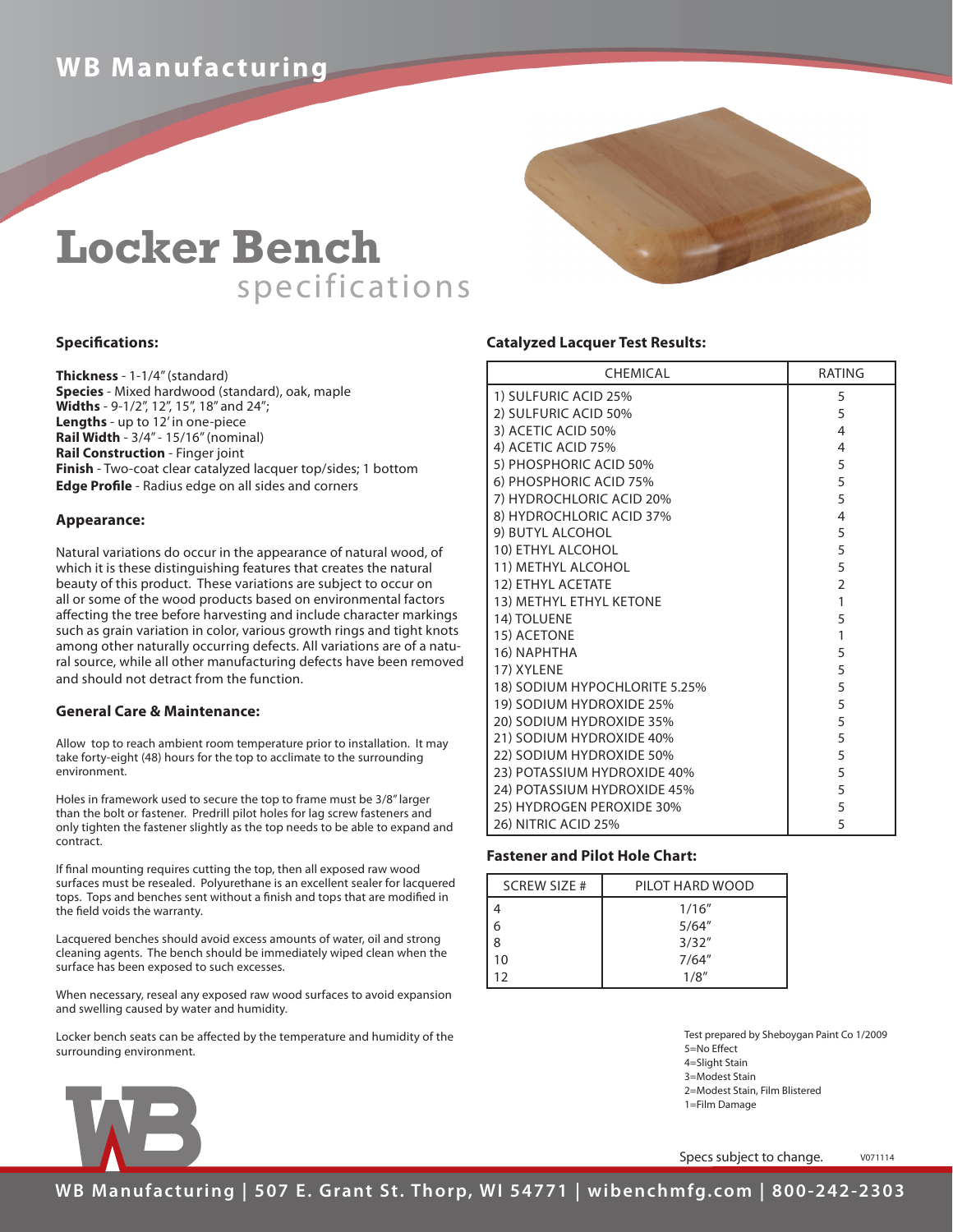# WB Manufacturing

# Locker Bench specifications

## Specifications:

**Thickness** - 1-1/4" (standard)
**Species** - Mixed hardwood (standard), oak, maple
**Widths** - 9-1/2", 12", 15", 18" and 24";
**Lengths** - up to 12' in one-piece
**Rail Width** - 3/4" - 15/16" (nominal)
**Rail Construction** - Finger joint
**Finish** - Two-coat clear catalyzed lacquer top/sides; 1 bottom
**Edge Profile** - Radius edge on all sides and corners

## Appearance:

Natural variations do occur in the appearance of natural wood, of which it is these distinguishing features that creates the natural beauty of this product. These variations are subject to occur on all or some of the wood products based on environmental factors affecting the tree before harvesting and include character markings such as grain variation in color, various growth rings and tight knots among other naturally occurring defects. All variations are of a natural source, while all other manufacturing defects have been removed and should not detract from the function.

## General Care & Maintenance:

Allow top to reach ambient room temperature prior to installation. It may take forty-eight (48) hours for the top to acclimate to the surrounding environment.

Holes in framework used to secure the top to frame must be 3/8" larger than the bolt or fastener. Predrill pilot holes for lag screw fasteners and only tighten the fastener slightly as the top needs to be able to expand and contract.

If final mounting requires cutting the top, then all exposed raw wood surfaces must be resealed. Polyurethane is an excellent sealer for lacquered tops. Tops and benches sent without a finish and tops that are modified in the field voids the warranty.

Lacquered benches should avoid excess amounts of water, oil and strong cleaning agents. The bench should be immediately wiped clean when the surface has been exposed to such excesses.

When necessary, reseal any exposed raw wood surfaces to avoid expansion and swelling caused by water and humidity.

Locker bench seats can be affected by the temperature and humidity of the surrounding environment.

## Catalyzed Lacquer Test Results:

| CHEMICAL | RATING |
|---|---|
| 1) SULFURIC ACID 25% | 5 |
| 2) SULFURIC ACID 50% | 5 |
| 3) ACETIC ACID 50% | 4 |
| 4) ACETIC ACID 75% | 4 |
| 5) PHOSPHORIC ACID 50% | 5 |
| 6) PHOSPHORIC ACID 75% | 5 |
| 7) HYDROCHLORIC ACID 20% | 5 |
| 8) HYDROCHLORIC ACID 37% | 4 |
| 9) BUTYL ALCOHOL | 5 |
| 10) ETHYL ALCOHOL | 5 |
| 11) METHYL ALCOHOL | 5 |
| 12) ETHYL ACETATE | 2 |
| 13) METHYL ETHYL KETONE | 1 |
| 14) TOLUENE | 5 |
| 15) ACETONE | 1 |
| 16) NAPHTHA | 5 |
| 17) XYLENE | 5 |
| 18) SODIUM HYPOCHLORITE 5.25% | 5 |
| 19) SODIUM HYDROXIDE 25% | 5 |
| 20) SODIUM HYDROXIDE 35% | 5 |
| 21) SODIUM HYDROXIDE 40% | 5 |
| 22) SODIUM HYDROXIDE 50% | 5 |
| 23) POTASSIUM HYDROXIDE 40% | 5 |
| 24) POTASSIUM HYDROXIDE 45% | 5 |
| 25) HYDROGEN PEROXIDE 30% | 5 |
| 26) NITRIC ACID 25% | 5 |

## Fastener and Pilot Hole Chart:

| SCREW SIZE # | PILOT HARD WOOD |
|---|---|
| 4 | 1/16" |
| 6 | 5/64" |
| 8 | 3/32" |
| 10 | 7/64" |
| 12 | 1/8" |

Test prepared by Sheboygan Paint Co 1/2009
5=No Effect
4=Slight Stain
3=Modest Stain
2=Modest Stain, Film Blistered
1=Film Damage

Specs subject to change. V071114

WB Manufacturing | 507 E. Grant St. Thorp, WI 54771 | wibenchmfg.com | 800-242-2303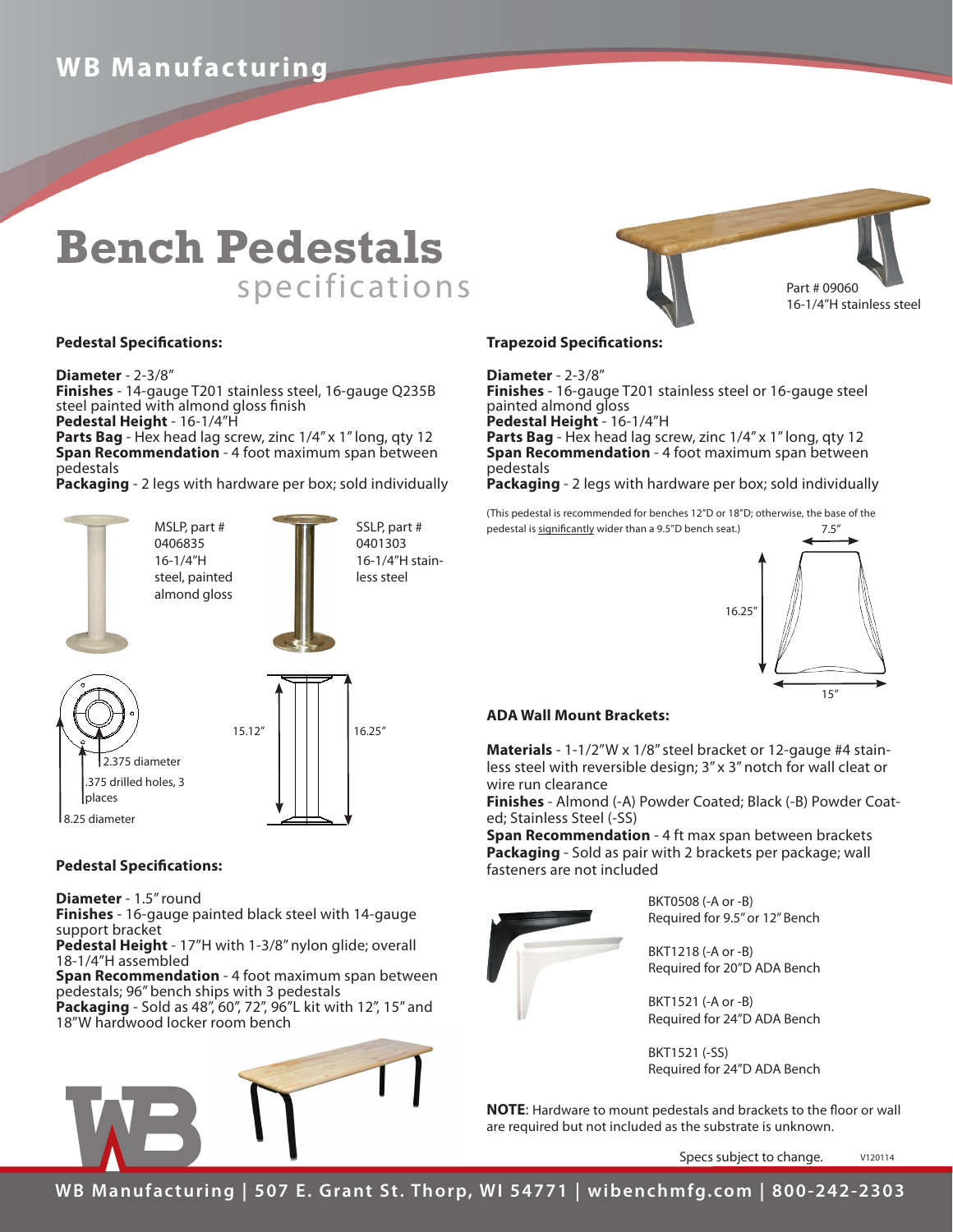# Bench Pedestals
specifications

Part # 09060
16-1/4"H stainless steel

**Pedestal Specifications:**

**Diameter** - 2-3/8"
**Finishes** - 14-gauge T201 stainless steel, 16-gauge Q235B steel painted with almond gloss finish
**Pedestal Height** - 16-1/4"H
**Parts Bag** - Hex head lag screw, zinc 1/4" x 1" long, qty 12
**Span Recommendation** - 4 foot maximum span between pedestals
**Packaging** - 2 legs with hardware per box; sold individually

MSLP, part # 0406835
16-1/4"H steel, painted almond gloss

SSLP, part # 0401303
16-1/4"H stainless steel

2.375 diameter
.375 drilled holes, 3 places
8.25 diameter
15.12"
16.25"

**Pedestal Specifications:**

**Diameter** - 1.5" round
**Finishes** - 16-gauge painted black steel with 14-gauge support bracket
**Pedestal Height** - 17"H with 1-3/8" nylon glide; overall 18-1/4"H assembled
**Span Recommendation** - 4 foot maximum span between pedestals; 96" bench ships with 3 pedestals
**Packaging** - Sold as 48", 60", 72", 96"L kit with 12", 15" and 18"W hardwood locker room bench

**Trapezoid Specifications:**

**Diameter** - 2-3/8"
**Finishes** - 16-gauge T201 stainless steel or 16-gauge steel painted almond gloss
**Pedestal Height** - 16-1/4"H
**Parts Bag** - Hex head lag screw, zinc 1/4" x 1" long, qty 12
**Span Recommendation** - 4 foot maximum span between pedestals
**Packaging** - 2 legs with hardware per box; sold individually

(This pedestal is recommended for benches 12"D or 18"D; otherwise, the base of the pedestal is significantly wider than a 9.5"D bench seat.)

7.5"
16.25"
15"

**ADA Wall Mount Brackets:**

**Materials** - 1-1/2"W x 1/8" steel bracket or 12-gauge #4 stainless steel with reversible design; 3" x 3" notch for wall cleat or wire run clearance
**Finishes** - Almond (-A) Powder Coated; Black (-B) Powder Coated; Stainless Steel (-SS)
**Span Recommendation** - 4 ft max span between brackets
**Packaging** - Sold as pair with 2 brackets per package; wall fasteners are not included

BKT0508 (-A or -B)
Required for 9.5" or 12" Bench

BKT1218 (-A or -B)
Required for 20"D ADA Bench

BKT1521 (-A or -B)
Required for 24"D ADA Bench

BKT1521 (-SS)
Required for 24"D ADA Bench

**NOTE**: Hardware to mount pedestals and brackets to the floor or wall are required but not included as the substrate is unknown.

Specs subject to change. V120114

WB Manufacturing | 507 E. Grant St. Thorp, WI 54771 | wibenchmfg.com | 800-242-2303